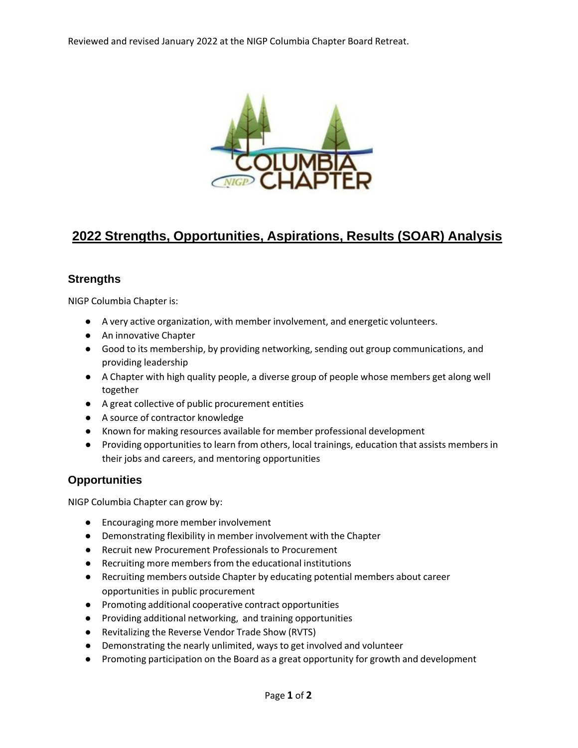Reviewed and revised January 2022 at the NIGP Columbia Chapter Board Retreat.

# 2022 Strengths, Opportunities, Aspirations, Results (SOAR) Analysis

## Strengths

NIGP Columbia Chapter is:

- A very active organization, with member involvement, and energetic volunteers.
- An innovative Chapter
- Good to its membership, by providing networking, sending out group communications, and providing leadership
- A Chapter with high quality people, a diverse group of people whose members get along well together
- A great collective of public procurement entities
- A source of contractor knowledge
- Known for making resources available for member professional development
- Providing opportunities to learn from others, local trainings, education that assists members in their jobs and careers, and mentoring opportunities

## Opportunities

NIGP Columbia Chapter can grow by:

- Encouraging more member involvement
- Demonstrating flexibility in member involvement with the Chapter
- Recruit new Procurement Professionals to Procurement
- Recruiting more members from the educational institutions
- Recruiting members outside Chapter by educating potential members about career opportunities in public procurement
- Promoting additional cooperative contract opportunities
- Providing additional networking, and training opportunities
- Revitalizing the Reverse Vendor Trade Show (RVTS)
- Demonstrating the nearly unlimited, ways to get involved and volunteer
- Promoting participation on the Board as a great opportunity for growth and development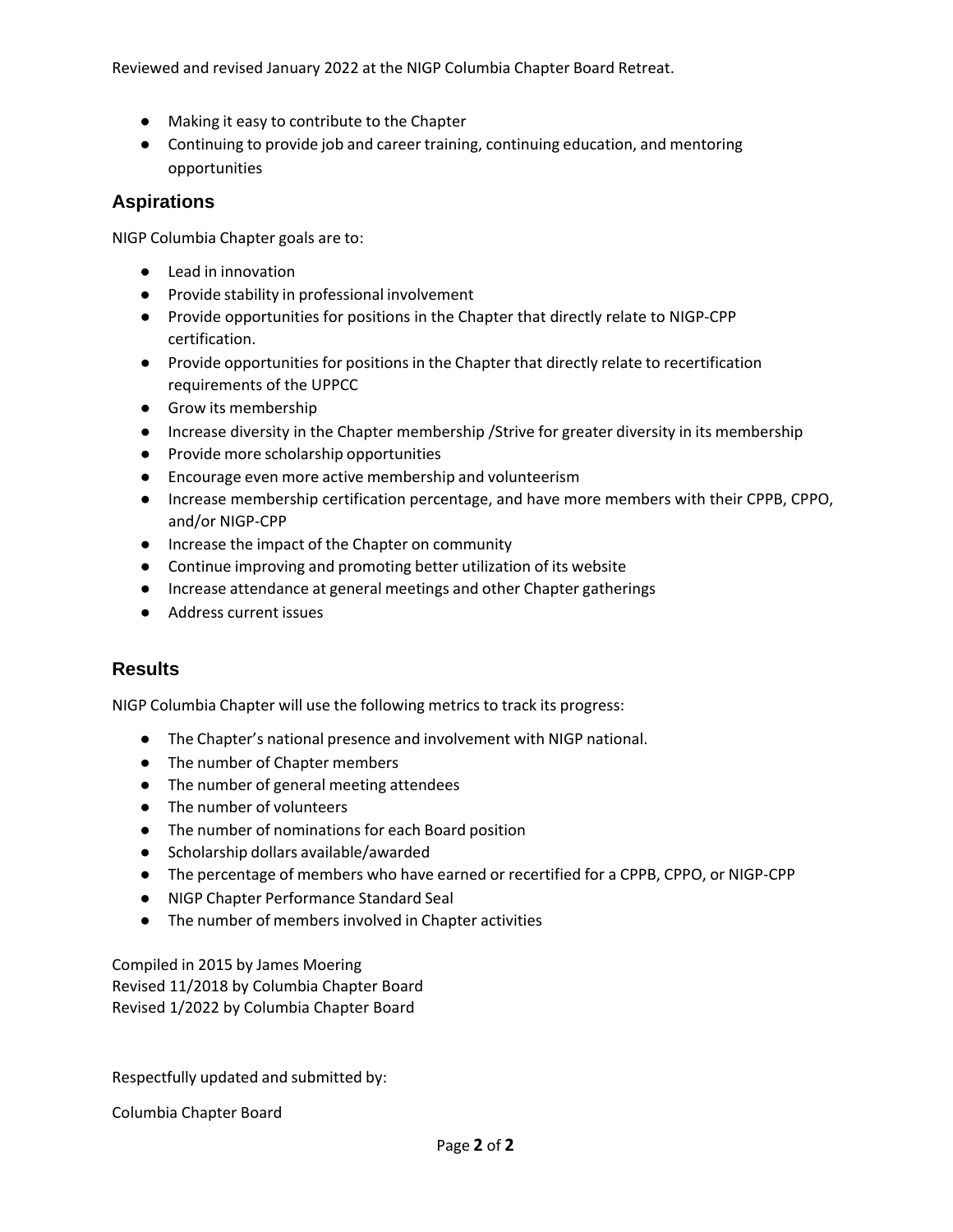Reviewed and revised January 2022 at the NIGP Columbia Chapter Board Retreat.

- Making it easy to contribute to the Chapter
- Continuing to provide job and career training, continuing education, and mentoring opportunities

## Aspirations

NIGP Columbia Chapter goals are to:

- Lead in innovation
- Provide stability in professional involvement
- Provide opportunities for positions in the Chapter that directly relate to NIGP-CPP certification.
- Provide opportunities for positions in the Chapter that directly relate to recertification requirements of the UPPCC
- Grow its membership
- Increase diversity in the Chapter membership /Strive for greater diversity in its membership
- Provide more scholarship opportunities
- Encourage even more active membership and volunteerism
- Increase membership certification percentage, and have more members with their CPPB, CPPO, and/or NIGP-CPP
- Increase the impact of the Chapter on community
- Continue improving and promoting better utilization of its website
- Increase attendance at general meetings and other Chapter gatherings
- Address current issues

## Results

NIGP Columbia Chapter will use the following metrics to track its progress:

- The Chapter's national presence and involvement with NIGP national.
- The number of Chapter members
- The number of general meeting attendees
- The number of volunteers
- The number of nominations for each Board position
- Scholarship dollars available/awarded
- The percentage of members who have earned or recertified for a CPPB, CPPO, or NIGP-CPP
- NIGP Chapter Performance Standard Seal
- The number of members involved in Chapter activities

Compiled in 2015 by James Moering
Revised 11/2018 by Columbia Chapter Board
Revised 1/2022 by Columbia Chapter Board

Respectfully updated and submitted by:

Columbia Chapter Board